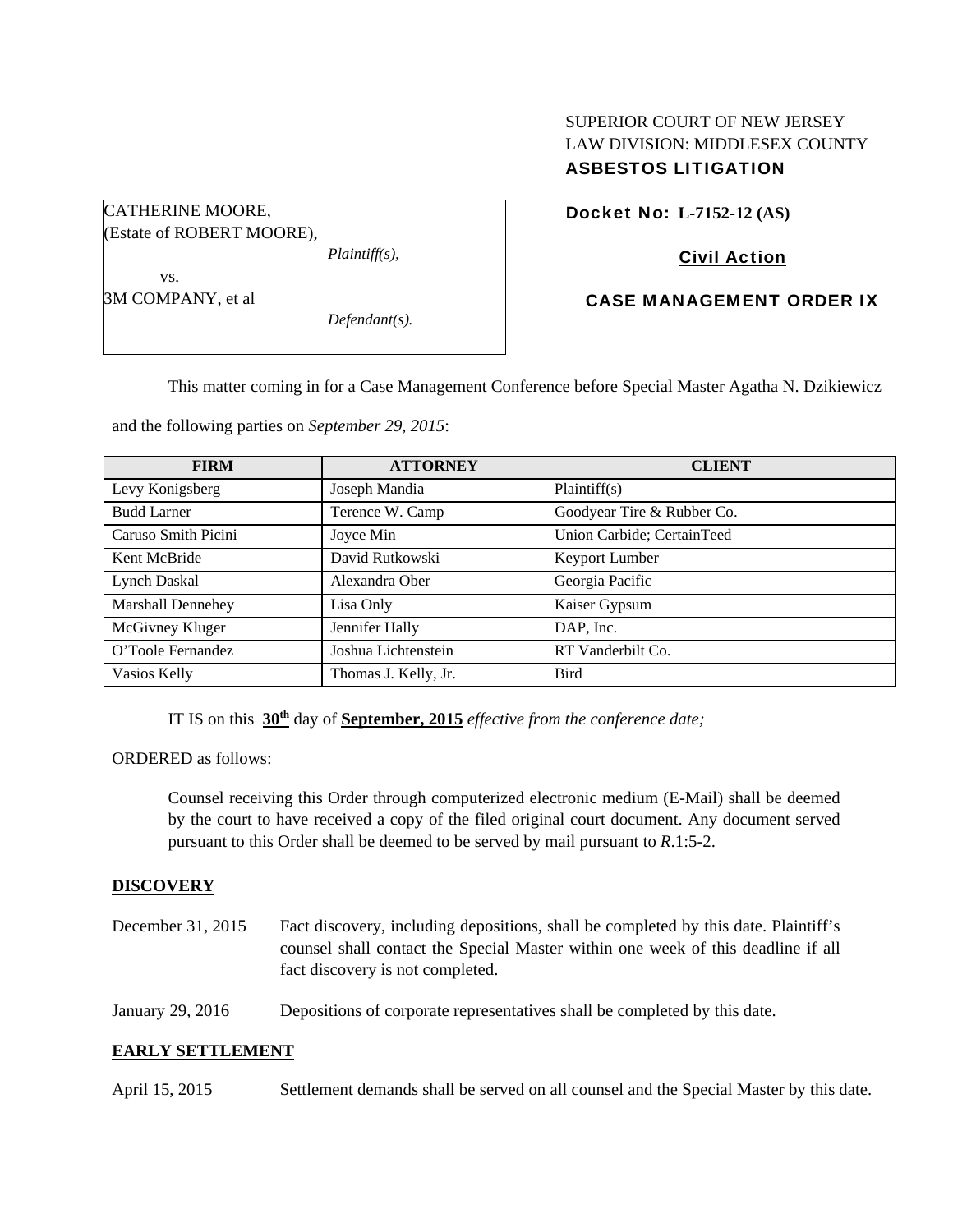SUPERIOR COURT OF NEW JERSEY
LAW DIVISION: MIDDLESEX COUNTY
**ASBESTOS LITIGATION**

CATHERINE MOORE,
(Estate of ROBERT MOORE),
*Plaintiff(s),*

vs.

3M COMPANY, et al
*Defendant(s).*

**Docket No: L-7152-12 (AS)**

**Civil Action**

**CASE MANAGEMENT ORDER IX**

This matter coming in for a Case Management Conference before Special Master Agatha N. Dzikiewicz and the following parties on ***September 29, 2015***:

| FIRM | ATTORNEY | CLIENT |
|---|---|---|
| Levy Konigsberg | Joseph Mandia | Plaintiff(s) |
| Budd Larner | Terence W. Camp | Goodyear Tire & Rubber Co. |
| Caruso Smith Picini | Joyce Min | Union Carbide; CertainTeed |
| Kent McBride | David Rutkowski | Keyport Lumber |
| Lynch Daskal | Alexandra Ober | Georgia Pacific |
| Marshall Dennehey | Lisa Only | Kaiser Gypsum |
| McGivney Kluger | Jennifer Hally | DAP, Inc. |
| O'Toole Fernandez | Joshua Lichtenstein | RT Vanderbilt Co. |
| Vasios Kelly | Thomas J. Kelly, Jr. | Bird |

IT IS on this **30th** day of **September, 2015** *effective from the conference date;*

ORDERED as follows:

Counsel receiving this Order through computerized electronic medium (E-Mail) shall be deemed by the court to have received a copy of the filed original court document. Any document served pursuant to this Order shall be deemed to be served by mail pursuant to *R*.1:5-2.

**DISCOVERY**

December 31, 2015 Fact discovery, including depositions, shall be completed by this date. Plaintiff's counsel shall contact the Special Master within one week of this deadline if all fact discovery is not completed.

January 29, 2016 Depositions of corporate representatives shall be completed by this date.

**EARLY SETTLEMENT**

April 15, 2015 Settlement demands shall be served on all counsel and the Special Master by this date.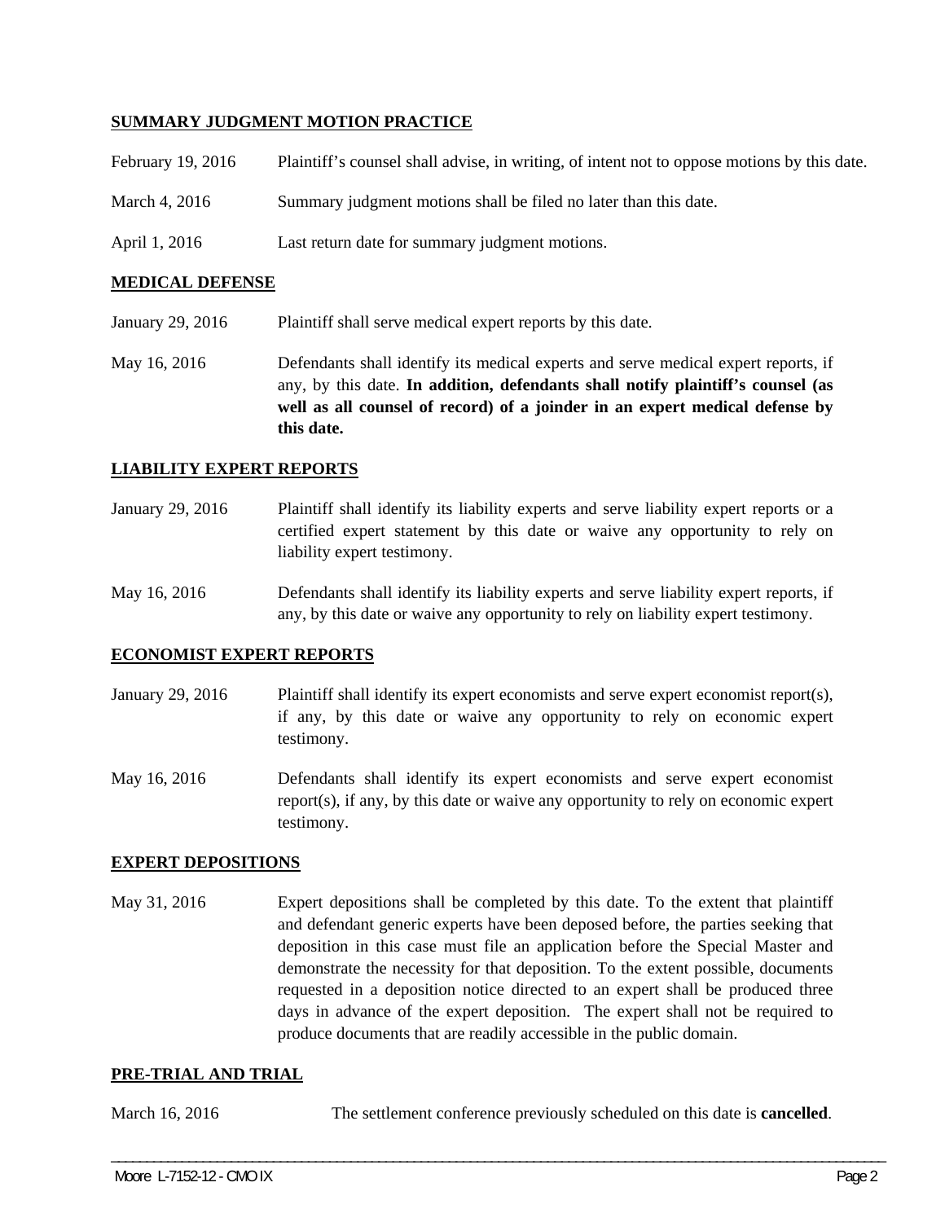**SUMMARY JUDGMENT MOTION PRACTICE**

February 19, 2016 Plaintiff's counsel shall advise, in writing, of intent not to oppose motions by this date.

March 4, 2016 Summary judgment motions shall be filed no later than this date.

April 1, 2016 Last return date for summary judgment motions.

**MEDICAL DEFENSE**

January 29, 2016 Plaintiff shall serve medical expert reports by this date.

May 16, 2016 Defendants shall identify its medical experts and serve medical expert reports, if any, by this date. **In addition, defendants shall notify plaintiff's counsel (as well as all counsel of record) of a joinder in an expert medical defense by this date.**

**LIABILITY EXPERT REPORTS**

January 29, 2016 Plaintiff shall identify its liability experts and serve liability expert reports or a certified expert statement by this date or waive any opportunity to rely on liability expert testimony.

May 16, 2016 Defendants shall identify its liability experts and serve liability expert reports, if any, by this date or waive any opportunity to rely on liability expert testimony.

**ECONOMIST EXPERT REPORTS**

January 29, 2016 Plaintiff shall identify its expert economists and serve expert economist report(s), if any, by this date or waive any opportunity to rely on economic expert testimony.

May 16, 2016 Defendants shall identify its expert economists and serve expert economist report(s), if any, by this date or waive any opportunity to rely on economic expert testimony.

**EXPERT DEPOSITIONS**

May 31, 2016 Expert depositions shall be completed by this date. To the extent that plaintiff and defendant generic experts have been deposed before, the parties seeking that deposition in this case must file an application before the Special Master and demonstrate the necessity for that deposition. To the extent possible, documents requested in a deposition notice directed to an expert shall be produced three days in advance of the expert deposition. The expert shall not be required to produce documents that are readily accessible in the public domain.

**PRE-TRIAL AND TRIAL**

March 16, 2016 The settlement conference previously scheduled on this date is **cancelled**.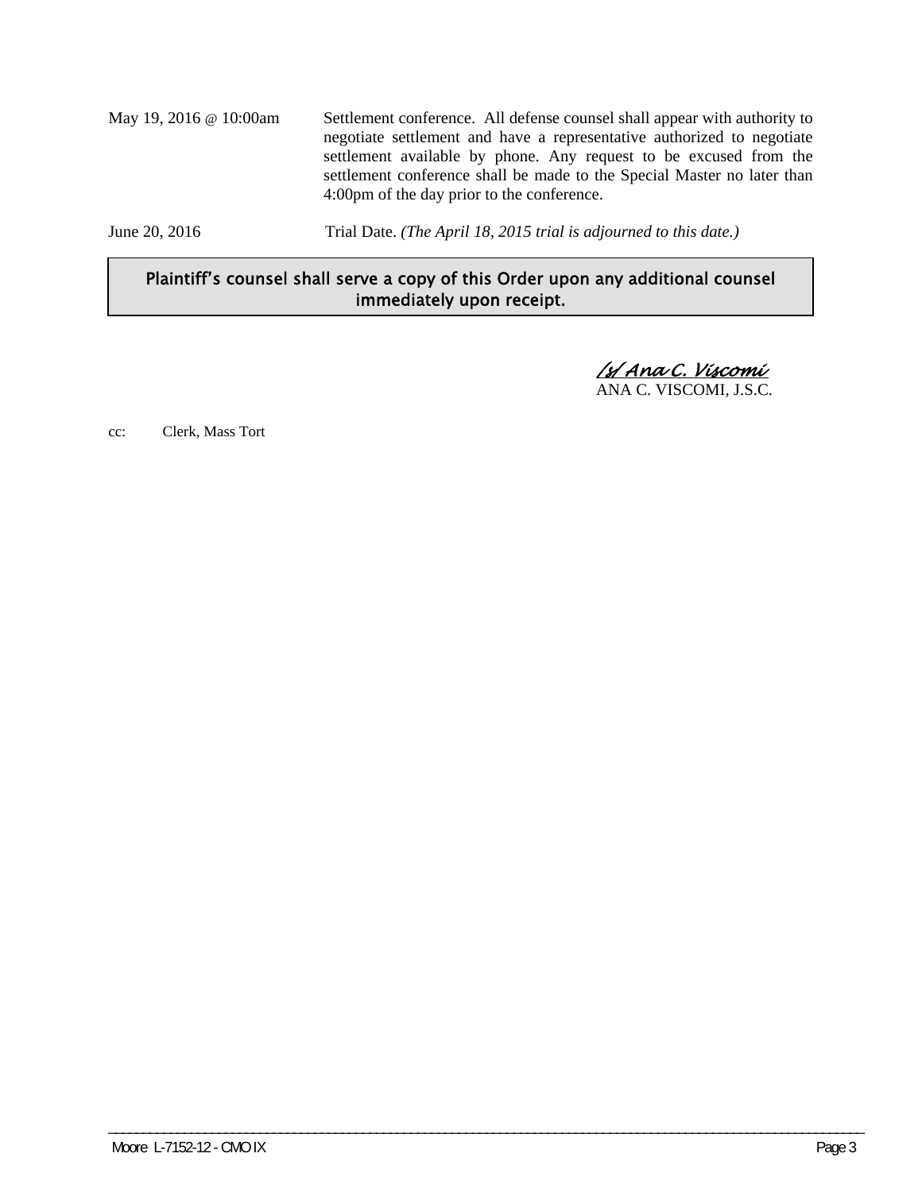| | |
|---|---|
| May 19, 2016 @ 10:00am | Settlement conference. All defense counsel shall appear with authority to negotiate settlement and have a representative authorized to negotiate settlement available by phone. Any request to be excused from the settlement conference shall be made to the Special Master no later than 4:00pm of the day prior to the conference. |
| June 20, 2016 | Trial Date. *(The April 18, 2015 trial is adjourned to this date.)* |

**Plaintiff's counsel shall serve a copy of this Order upon any additional counsel immediately upon receipt.**

*/s/ Ana C. Viscomi*
ANA C. VISCOMI, J.S.C.

cc: Clerk, Mass Tort